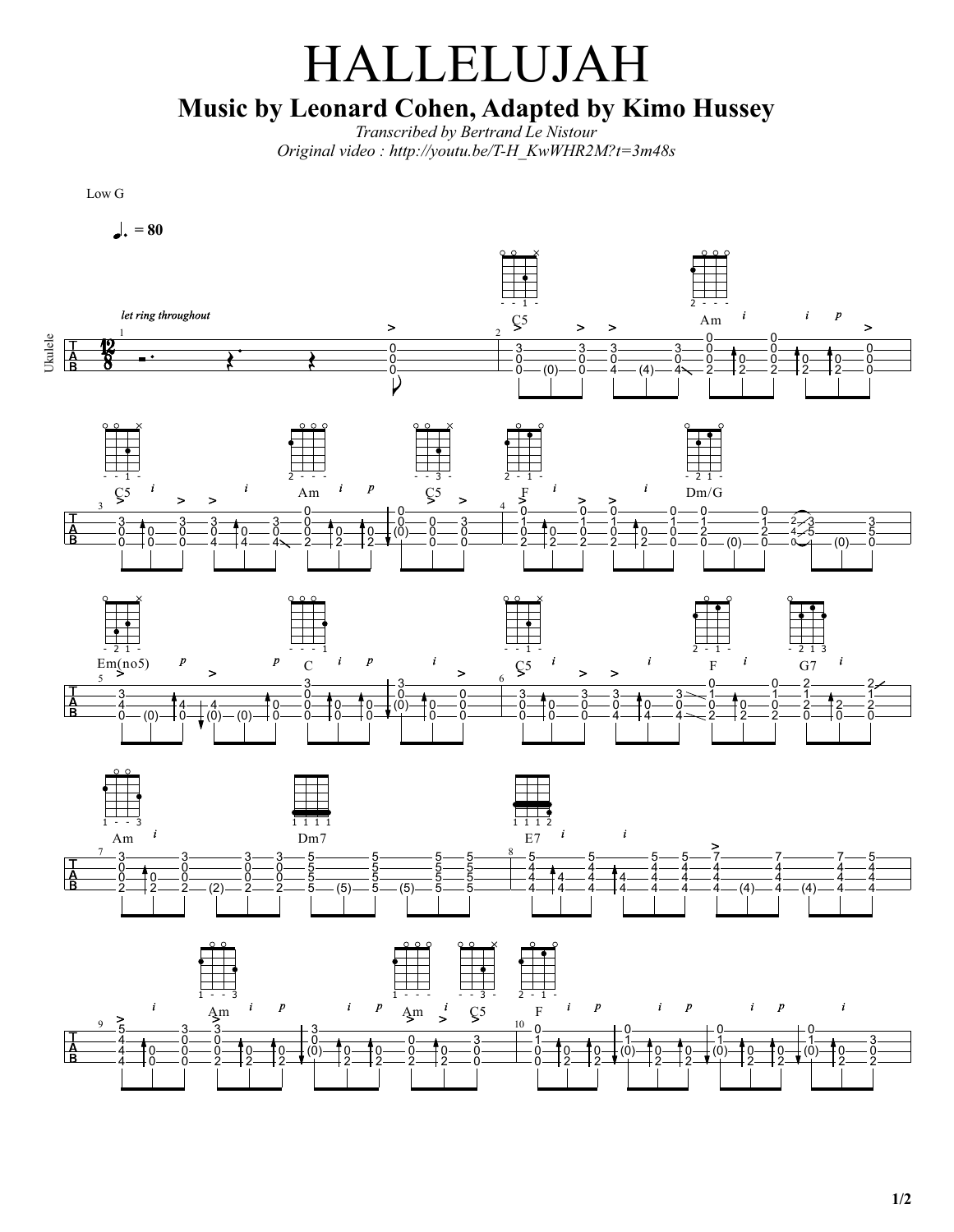# HALLELUJAH

## Music by Leonard Cohen, Adapted by Kimo Hussey

*Transcribed by Bertrand Le Nistour*
*Original video : http://youtu.be/T-H_KwWHR2M?t=3m48s*

Low G

♩. = 80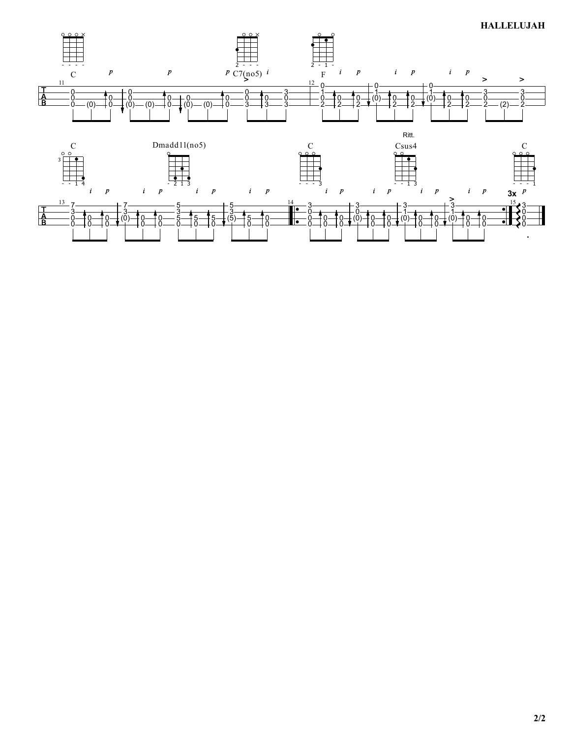# HALLELUJAH

C  C7(no5)  F

C  Dmadd11(no5)  C  Csus4  C

Ritt.

3x